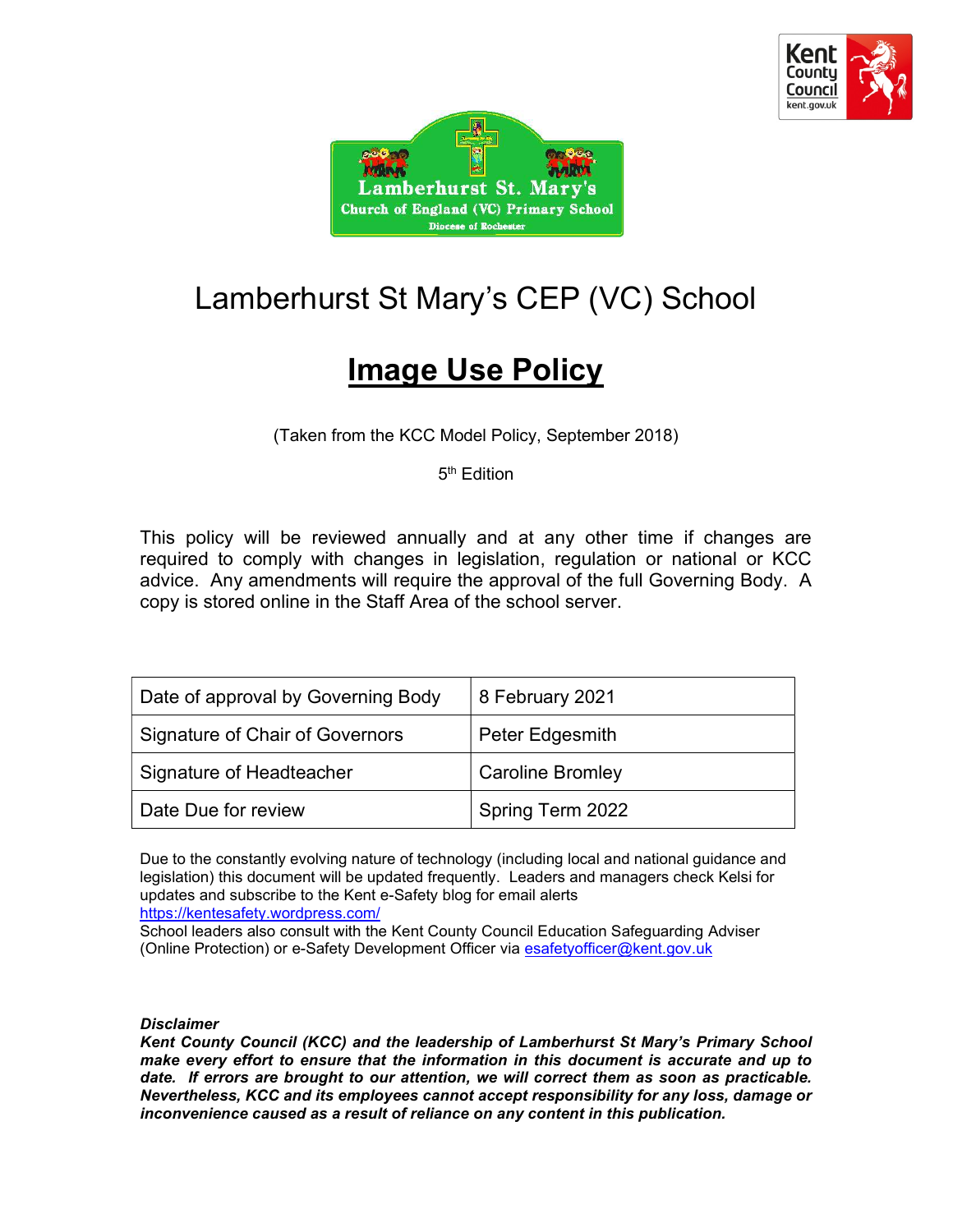# Lamberhurst St Mary's CEP (VC) School

## Image Use Policy

(Taken from the KCC Model Policy, September 2018)

5th Edition

This policy will be reviewed annually and at any other time if changes are required to comply with changes in legislation, regulation or national or KCC advice. Any amendments will require the approval of the full Governing Body. A copy is stored online in the Staff Area of the school server.

| Date of approval by Governing Body | 8 February 2021 |
|---|---|
| Signature of Chair of Governors | Peter Edgesmith |
| Signature of Headteacher | Caroline Bromley |
| Date Due for review | Spring Term 2022 |

Due to the constantly evolving nature of technology (including local and national guidance and legislation) this document will be updated frequently. Leaders and managers check Kelsi for updates and subscribe to the Kent e-Safety blog for email alerts https://kentesafety.wordpress.com/

School leaders also consult with the Kent County Council Education Safeguarding Adviser (Online Protection) or e-Safety Development Officer via esafetyofficer@kent.gov.uk

***Disclaimer***

***Kent County Council (KCC) and the leadership of Lamberhurst St Mary's Primary School make every effort to ensure that the information in this document is accurate and up to date. If errors are brought to our attention, we will correct them as soon as practicable. Nevertheless, KCC and its employees cannot accept responsibility for any loss, damage or inconvenience caused as a result of reliance on any content in this publication.***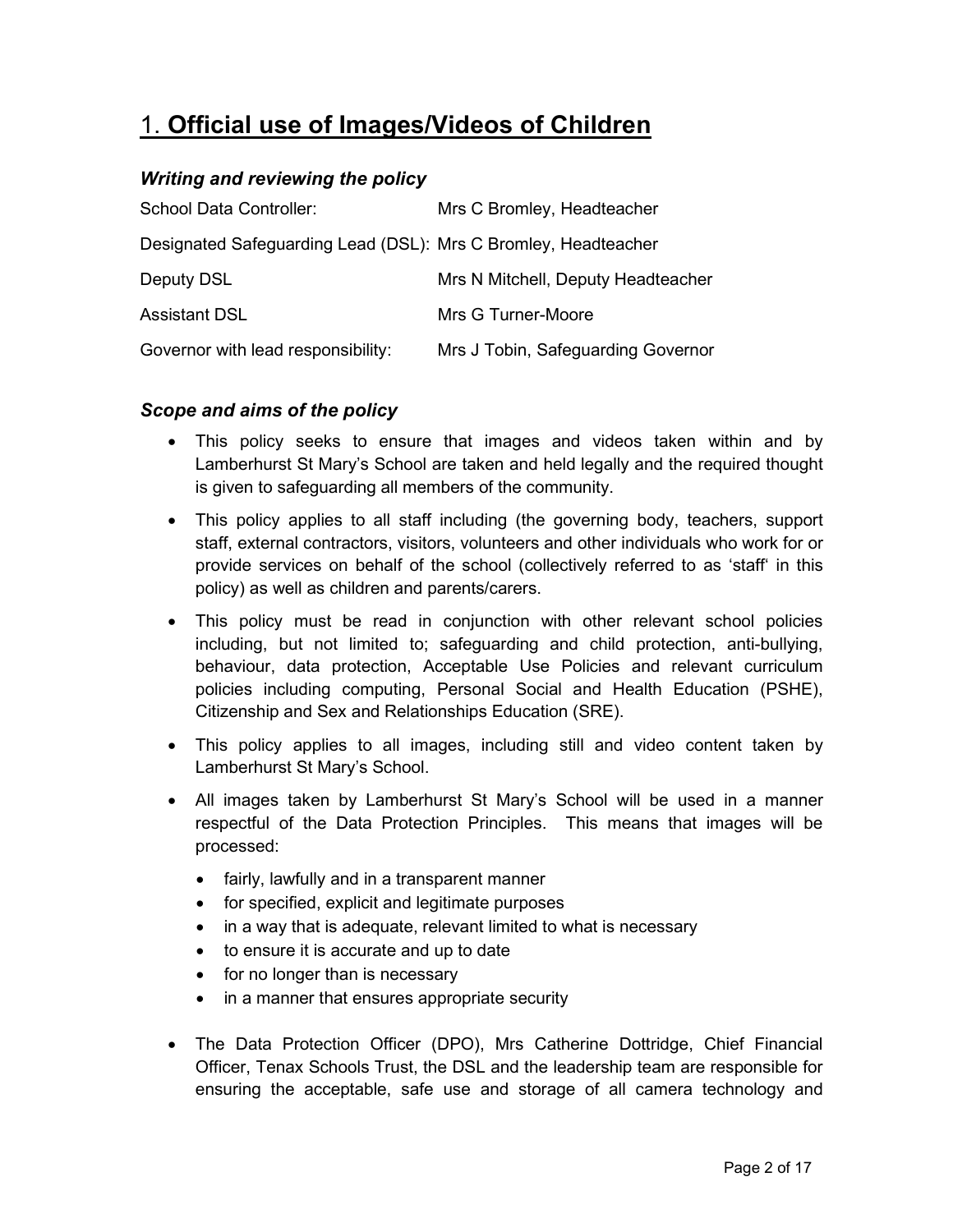# 1. **Official use of Images/Videos of Children**

### *Writing and reviewing the policy*

| | |
|---|---|
| School Data Controller: | Mrs C Bromley, Headteacher |
| Designated Safeguarding Lead (DSL): | Mrs C Bromley, Headteacher |
| Deputy DSL | Mrs N Mitchell, Deputy Headteacher |
| Assistant DSL | Mrs G Turner-Moore |
| Governor with lead responsibility: | Mrs J Tobin, Safeguarding Governor |

### *Scope and aims of the policy*

- This policy seeks to ensure that images and videos taken within and by Lamberhurst St Mary's School are taken and held legally and the required thought is given to safeguarding all members of the community.
- This policy applies to all staff including (the governing body, teachers, support staff, external contractors, visitors, volunteers and other individuals who work for or provide services on behalf of the school (collectively referred to as 'staff' in this policy) as well as children and parents/carers.
- This policy must be read in conjunction with other relevant school policies including, but not limited to; safeguarding and child protection, anti-bullying, behaviour, data protection, Acceptable Use Policies and relevant curriculum policies including computing, Personal Social and Health Education (PSHE), Citizenship and Sex and Relationships Education (SRE).
- This policy applies to all images, including still and video content taken by Lamberhurst St Mary's School.
- All images taken by Lamberhurst St Mary's School will be used in a manner respectful of the Data Protection Principles. This means that images will be processed:
  - fairly, lawfully and in a transparent manner
  - for specified, explicit and legitimate purposes
  - in a way that is adequate, relevant limited to what is necessary
  - to ensure it is accurate and up to date
  - for no longer than is necessary
  - in a manner that ensures appropriate security
- The Data Protection Officer (DPO), Mrs Catherine Dottridge, Chief Financial Officer, Tenax Schools Trust, the DSL and the leadership team are responsible for ensuring the acceptable, safe use and storage of all camera technology and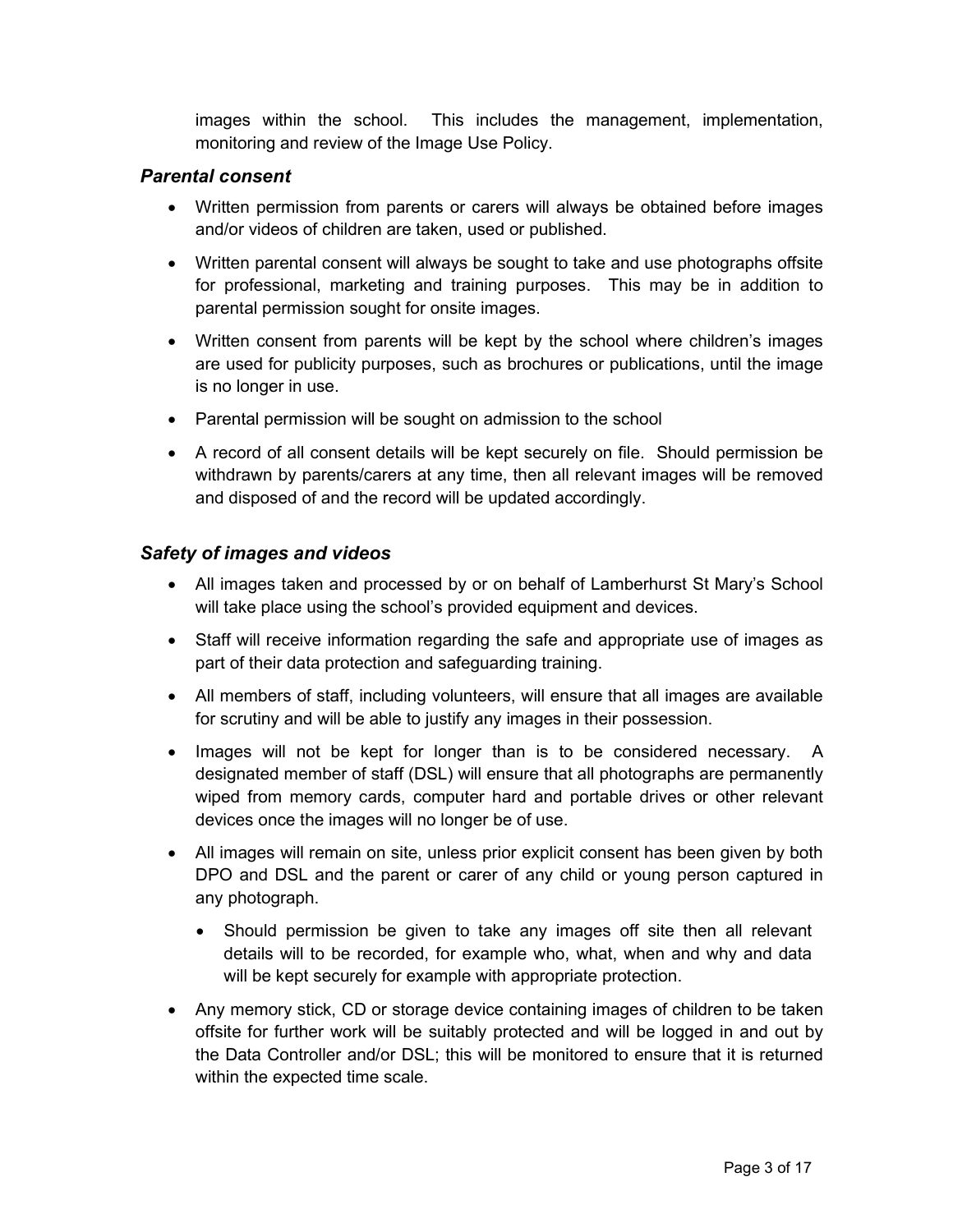images within the school. This includes the management, implementation, monitoring and review of the Image Use Policy.

### *Parental consent*

- Written permission from parents or carers will always be obtained before images and/or videos of children are taken, used or published.
- Written parental consent will always be sought to take and use photographs offsite for professional, marketing and training purposes. This may be in addition to parental permission sought for onsite images.
- Written consent from parents will be kept by the school where children's images are used for publicity purposes, such as brochures or publications, until the image is no longer in use.
- Parental permission will be sought on admission to the school
- A record of all consent details will be kept securely on file. Should permission be withdrawn by parents/carers at any time, then all relevant images will be removed and disposed of and the record will be updated accordingly.

### *Safety of images and videos*

- All images taken and processed by or on behalf of Lamberhurst St Mary's School will take place using the school's provided equipment and devices.
- Staff will receive information regarding the safe and appropriate use of images as part of their data protection and safeguarding training.
- All members of staff, including volunteers, will ensure that all images are available for scrutiny and will be able to justify any images in their possession.
- Images will not be kept for longer than is to be considered necessary. A designated member of staff (DSL) will ensure that all photographs are permanently wiped from memory cards, computer hard and portable drives or other relevant devices once the images will no longer be of use.
- All images will remain on site, unless prior explicit consent has been given by both DPO and DSL and the parent or carer of any child or young person captured in any photograph.
  - Should permission be given to take any images off site then all relevant details will to be recorded, for example who, what, when and why and data will be kept securely for example with appropriate protection.
- Any memory stick, CD or storage device containing images of children to be taken offsite for further work will be suitably protected and will be logged in and out by the Data Controller and/or DSL; this will be monitored to ensure that it is returned within the expected time scale.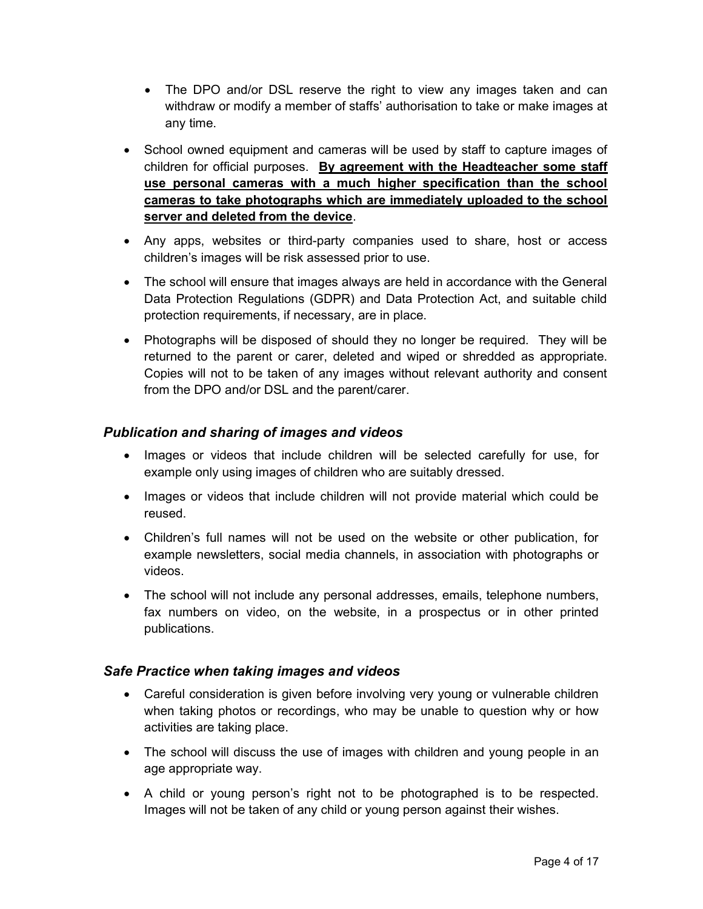- The DPO and/or DSL reserve the right to view any images taken and can withdraw or modify a member of staffs' authorisation to take or make images at any time.

- School owned equipment and cameras will be used by staff to capture images of children for official purposes. **By agreement with the Headteacher some staff use personal cameras with a much higher specification than the school cameras to take photographs which are immediately uploaded to the school server and deleted from the device**.
- Any apps, websites or third-party companies used to share, host or access children's images will be risk assessed prior to use.
- The school will ensure that images always are held in accordance with the General Data Protection Regulations (GDPR) and Data Protection Act, and suitable child protection requirements, if necessary, are in place.
- Photographs will be disposed of should they no longer be required. They will be returned to the parent or carer, deleted and wiped or shredded as appropriate. Copies will not to be taken of any images without relevant authority and consent from the DPO and/or DSL and the parent/carer.

### *Publication and sharing of images and videos*

- Images or videos that include children will be selected carefully for use, for example only using images of children who are suitably dressed.
- Images or videos that include children will not provide material which could be reused.
- Children's full names will not be used on the website or other publication, for example newsletters, social media channels, in association with photographs or videos.
- The school will not include any personal addresses, emails, telephone numbers, fax numbers on video, on the website, in a prospectus or in other printed publications.

### *Safe Practice when taking images and videos*

- Careful consideration is given before involving very young or vulnerable children when taking photos or recordings, who may be unable to question why or how activities are taking place.
- The school will discuss the use of images with children and young people in an age appropriate way.
- A child or young person's right not to be photographed is to be respected. Images will not be taken of any child or young person against their wishes.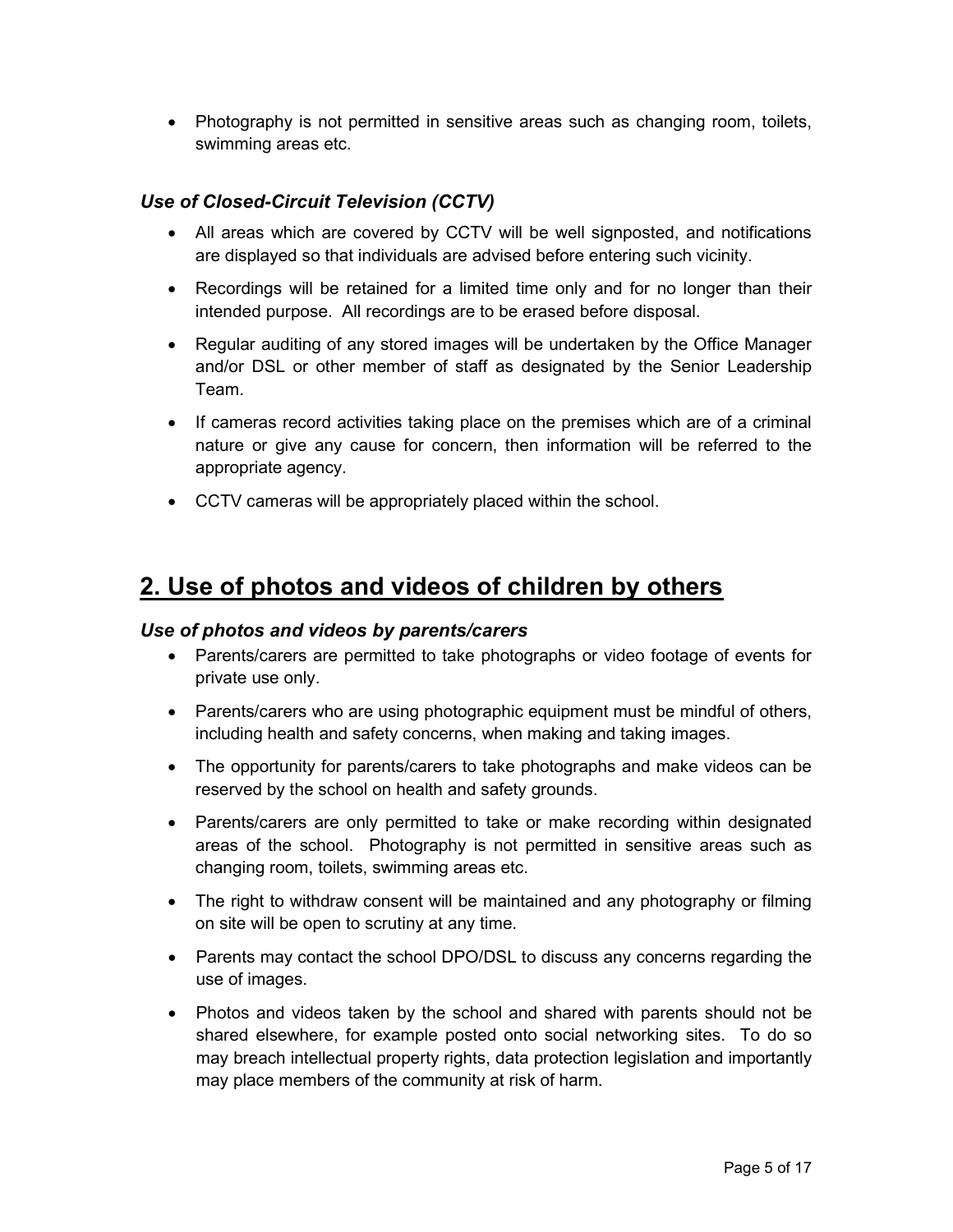- Photography is not permitted in sensitive areas such as changing room, toilets, swimming areas etc.

### *Use of Closed-Circuit Television (CCTV)*

- All areas which are covered by CCTV will be well signposted, and notifications are displayed so that individuals are advised before entering such vicinity.
- Recordings will be retained for a limited time only and for no longer than their intended purpose. All recordings are to be erased before disposal.
- Regular auditing of any stored images will be undertaken by the Office Manager and/or DSL or other member of staff as designated by the Senior Leadership Team.
- If cameras record activities taking place on the premises which are of a criminal nature or give any cause for concern, then information will be referred to the appropriate agency.
- CCTV cameras will be appropriately placed within the school.

## 2. Use of photos and videos of children by others

### *Use of photos and videos by parents/carers*

- Parents/carers are permitted to take photographs or video footage of events for private use only.
- Parents/carers who are using photographic equipment must be mindful of others, including health and safety concerns, when making and taking images.
- The opportunity for parents/carers to take photographs and make videos can be reserved by the school on health and safety grounds.
- Parents/carers are only permitted to take or make recording within designated areas of the school. Photography is not permitted in sensitive areas such as changing room, toilets, swimming areas etc.
- The right to withdraw consent will be maintained and any photography or filming on site will be open to scrutiny at any time.
- Parents may contact the school DPO/DSL to discuss any concerns regarding the use of images.
- Photos and videos taken by the school and shared with parents should not be shared elsewhere, for example posted onto social networking sites. To do so may breach intellectual property rights, data protection legislation and importantly may place members of the community at risk of harm.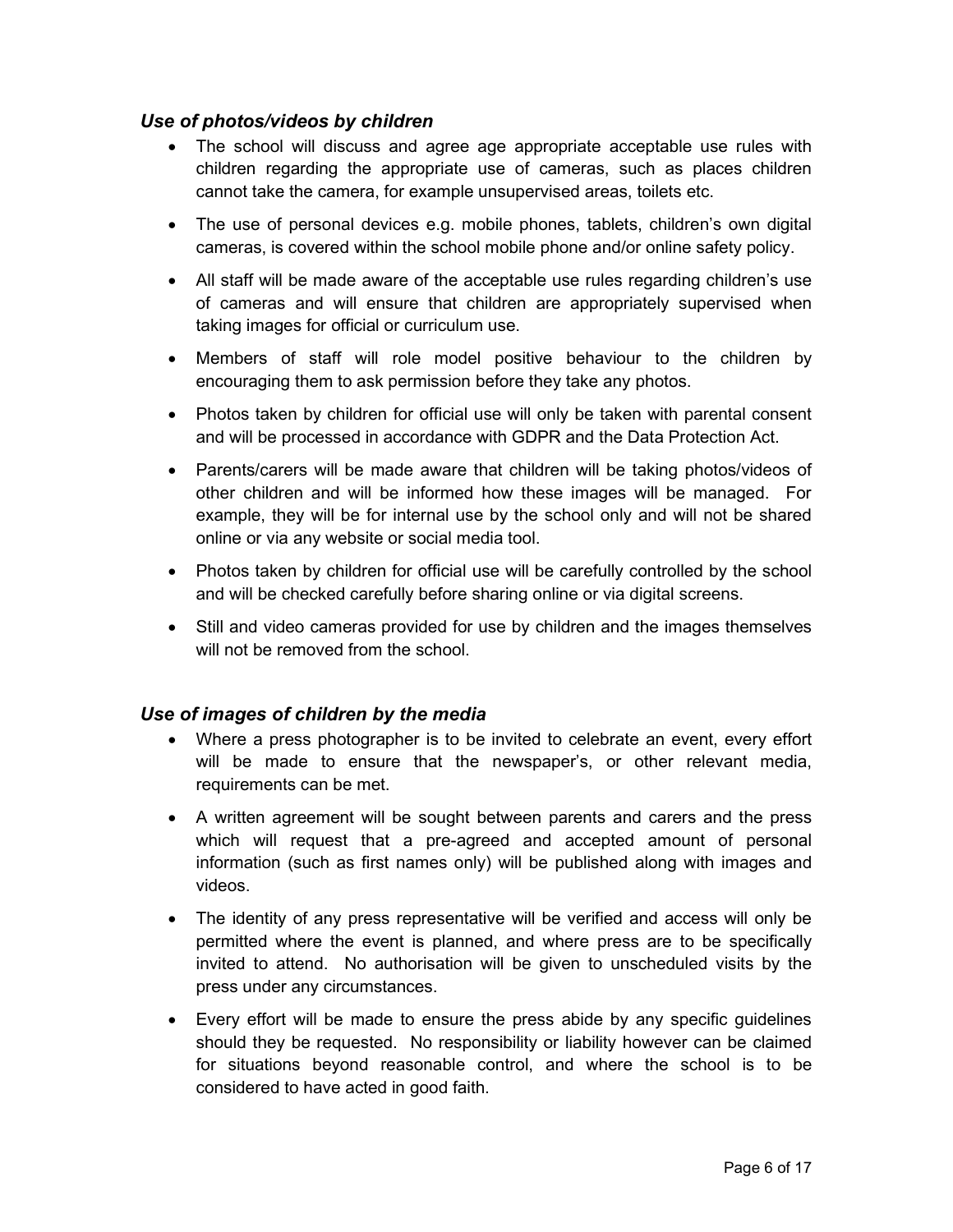### *Use of photos/videos by children*

- The school will discuss and agree age appropriate acceptable use rules with children regarding the appropriate use of cameras, such as places children cannot take the camera, for example unsupervised areas, toilets etc.
- The use of personal devices e.g. mobile phones, tablets, children's own digital cameras, is covered within the school mobile phone and/or online safety policy.
- All staff will be made aware of the acceptable use rules regarding children's use of cameras and will ensure that children are appropriately supervised when taking images for official or curriculum use.
- Members of staff will role model positive behaviour to the children by encouraging them to ask permission before they take any photos.
- Photos taken by children for official use will only be taken with parental consent and will be processed in accordance with GDPR and the Data Protection Act.
- Parents/carers will be made aware that children will be taking photos/videos of other children and will be informed how these images will be managed. For example, they will be for internal use by the school only and will not be shared online or via any website or social media tool.
- Photos taken by children for official use will be carefully controlled by the school and will be checked carefully before sharing online or via digital screens.
- Still and video cameras provided for use by children and the images themselves will not be removed from the school.

### *Use of images of children by the media*

- Where a press photographer is to be invited to celebrate an event, every effort will be made to ensure that the newspaper's, or other relevant media, requirements can be met.
- A written agreement will be sought between parents and carers and the press which will request that a pre-agreed and accepted amount of personal information (such as first names only) will be published along with images and videos.
- The identity of any press representative will be verified and access will only be permitted where the event is planned, and where press are to be specifically invited to attend. No authorisation will be given to unscheduled visits by the press under any circumstances.
- Every effort will be made to ensure the press abide by any specific guidelines should they be requested. No responsibility or liability however can be claimed for situations beyond reasonable control, and where the school is to be considered to have acted in good faith.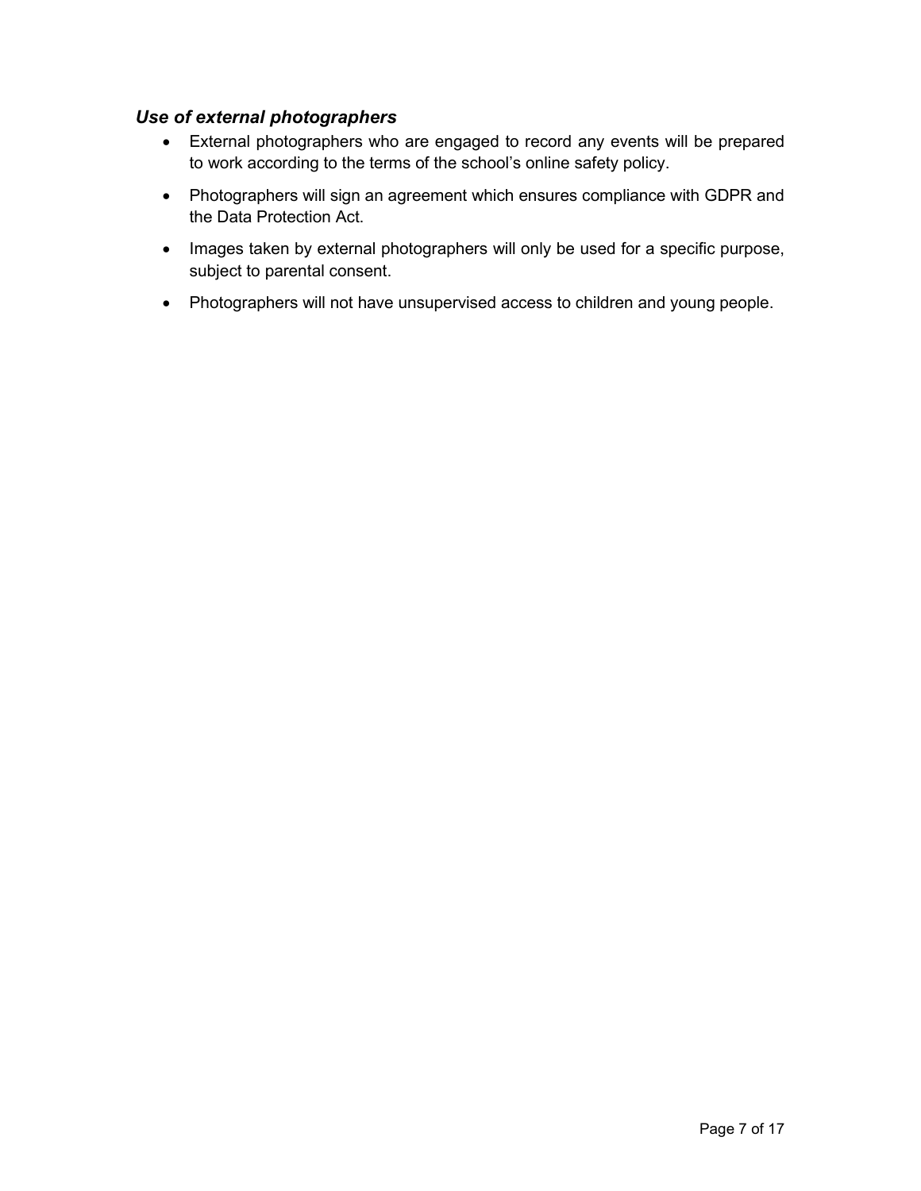### *Use of external photographers*

- External photographers who are engaged to record any events will be prepared to work according to the terms of the school's online safety policy.
- Photographers will sign an agreement which ensures compliance with GDPR and the Data Protection Act.
- Images taken by external photographers will only be used for a specific purpose, subject to parental consent.
- Photographers will not have unsupervised access to children and young people.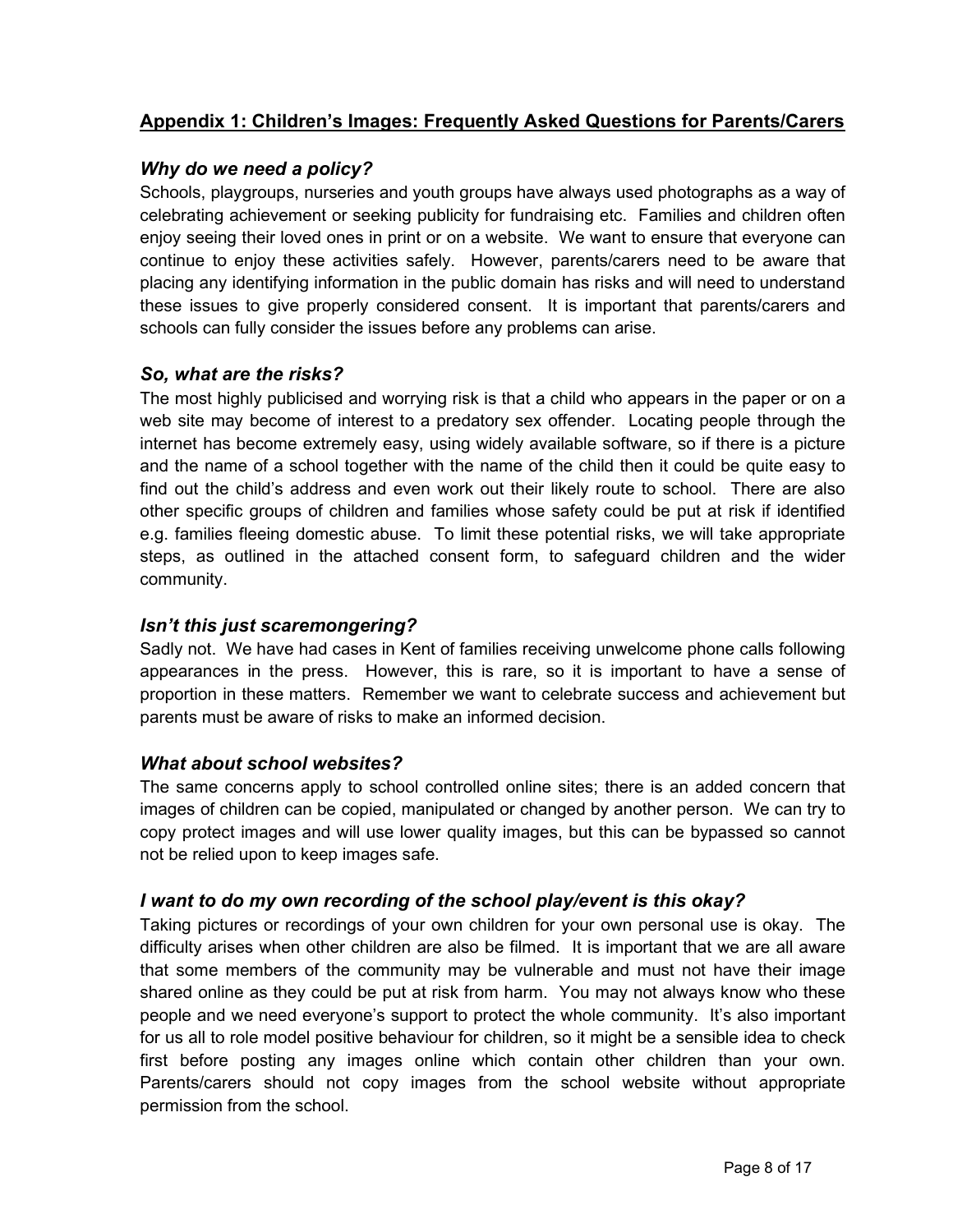## **Appendix 1: Children's Images: Frequently Asked Questions for Parents/Carers**

### *Why do we need a policy?*

Schools, playgroups, nurseries and youth groups have always used photographs as a way of celebrating achievement or seeking publicity for fundraising etc. Families and children often enjoy seeing their loved ones in print or on a website. We want to ensure that everyone can continue to enjoy these activities safely. However, parents/carers need to be aware that placing any identifying information in the public domain has risks and will need to understand these issues to give properly considered consent. It is important that parents/carers and schools can fully consider the issues before any problems can arise.

### *So, what are the risks?*

The most highly publicised and worrying risk is that a child who appears in the paper or on a web site may become of interest to a predatory sex offender. Locating people through the internet has become extremely easy, using widely available software, so if there is a picture and the name of a school together with the name of the child then it could be quite easy to find out the child's address and even work out their likely route to school. There are also other specific groups of children and families whose safety could be put at risk if identified e.g. families fleeing domestic abuse. To limit these potential risks, we will take appropriate steps, as outlined in the attached consent form, to safeguard children and the wider community.

### *Isn't this just scaremongering?*

Sadly not. We have had cases in Kent of families receiving unwelcome phone calls following appearances in the press. However, this is rare, so it is important to have a sense of proportion in these matters. Remember we want to celebrate success and achievement but parents must be aware of risks to make an informed decision.

### *What about school websites?*

The same concerns apply to school controlled online sites; there is an added concern that images of children can be copied, manipulated or changed by another person. We can try to copy protect images and will use lower quality images, but this can be bypassed so cannot not be relied upon to keep images safe.

### *I want to do my own recording of the school play/event is this okay?*

Taking pictures or recordings of your own children for your own personal use is okay. The difficulty arises when other children are also be filmed. It is important that we are all aware that some members of the community may be vulnerable and must not have their image shared online as they could be put at risk from harm. You may not always know who these people and we need everyone's support to protect the whole community. It's also important for us all to role model positive behaviour for children, so it might be a sensible idea to check first before posting any images online which contain other children than your own. Parents/carers should not copy images from the school website without appropriate permission from the school.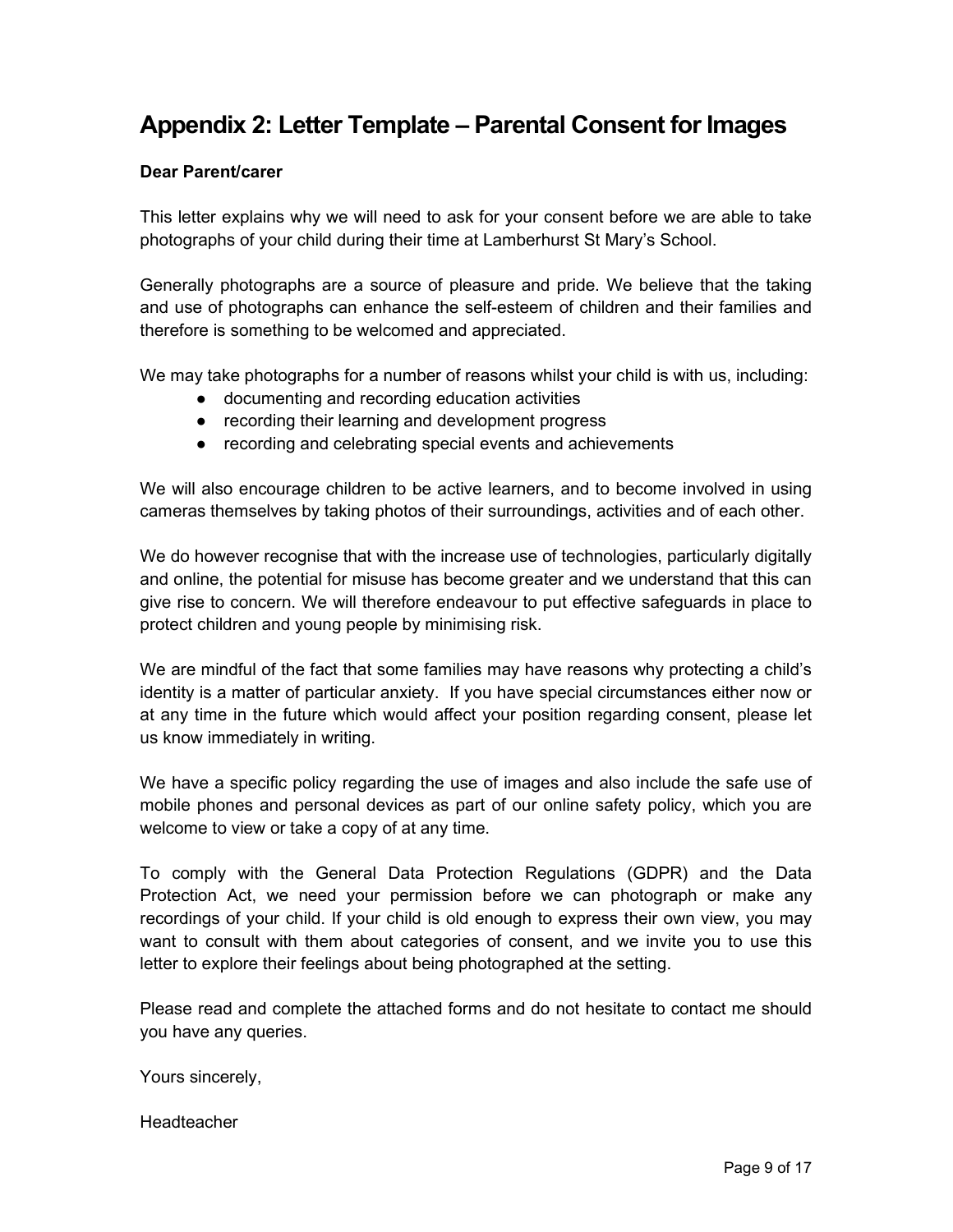## Appendix 2: Letter Template – Parental Consent for Images

**Dear Parent/carer**

This letter explains why we will need to ask for your consent before we are able to take photographs of your child during their time at Lamberhurst St Mary's School.

Generally photographs are a source of pleasure and pride. We believe that the taking and use of photographs can enhance the self-esteem of children and their families and therefore is something to be welcomed and appreciated.

We may take photographs for a number of reasons whilst your child is with us, including:

- documenting and recording education activities
- recording their learning and development progress
- recording and celebrating special events and achievements

We will also encourage children to be active learners, and to become involved in using cameras themselves by taking photos of their surroundings, activities and of each other.

We do however recognise that with the increase use of technologies, particularly digitally and online, the potential for misuse has become greater and we understand that this can give rise to concern. We will therefore endeavour to put effective safeguards in place to protect children and young people by minimising risk.

We are mindful of the fact that some families may have reasons why protecting a child's identity is a matter of particular anxiety. If you have special circumstances either now or at any time in the future which would affect your position regarding consent, please let us know immediately in writing.

We have a specific policy regarding the use of images and also include the safe use of mobile phones and personal devices as part of our online safety policy, which you are welcome to view or take a copy of at any time.

To comply with the General Data Protection Regulations (GDPR) and the Data Protection Act, we need your permission before we can photograph or make any recordings of your child. If your child is old enough to express their own view, you may want to consult with them about categories of consent, and we invite you to use this letter to explore their feelings about being photographed at the setting.

Please read and complete the attached forms and do not hesitate to contact me should you have any queries.

Yours sincerely,

Headteacher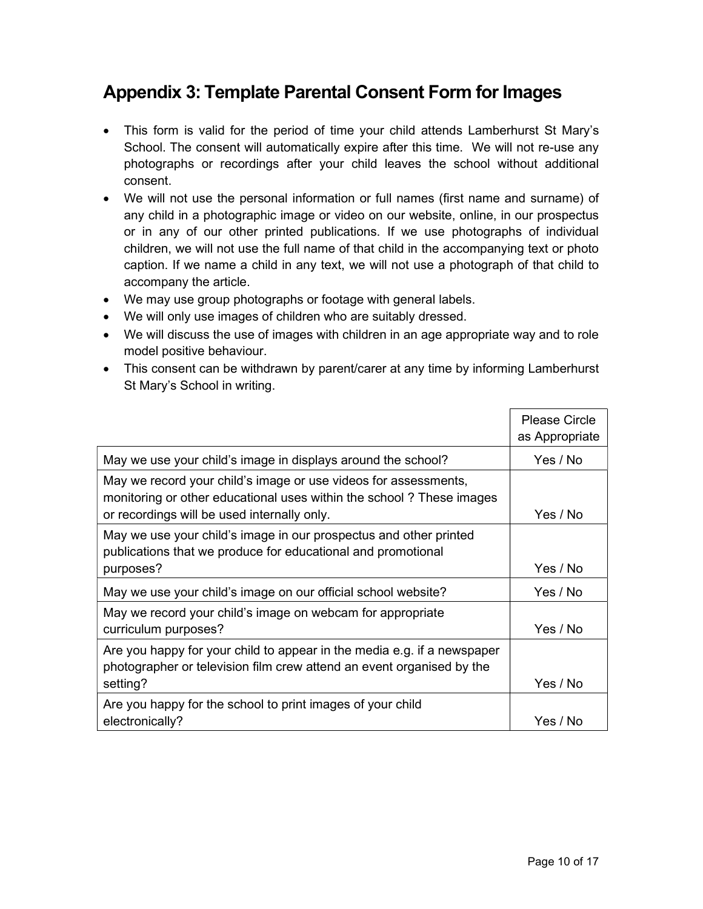## Appendix 3: Template Parental Consent Form for Images

- This form is valid for the period of time your child attends Lamberhurst St Mary's School. The consent will automatically expire after this time. We will not re-use any photographs or recordings after your child leaves the school without additional consent.
- We will not use the personal information or full names (first name and surname) of any child in a photographic image or video on our website, online, in our prospectus or in any of our other printed publications. If we use photographs of individual children, we will not use the full name of that child in the accompanying text or photo caption. If we name a child in any text, we will not use a photograph of that child to accompany the article.
- We may use group photographs or footage with general labels.
- We will only use images of children who are suitably dressed.
- We will discuss the use of images with children in an age appropriate way and to role model positive behaviour.
- This consent can be withdrawn by parent/carer at any time by informing Lamberhurst St Mary's School in writing.

| | Please Circle as Appropriate |
|---|---|
| May we use your child's image in displays around the school? | Yes / No |
| May we record your child's image or use videos for assessments, monitoring or other educational uses within the school ? These images or recordings will be used internally only. | Yes / No |
| May we use your child's image in our prospectus and other printed publications that we produce for educational and promotional purposes? | Yes / No |
| May we use your child's image on our official school website? | Yes / No |
| May we record your child's image on webcam for appropriate curriculum purposes? | Yes / No |
| Are you happy for your child to appear in the media e.g. if a newspaper photographer or television film crew attend an event organised by the setting? | Yes / No |
| Are you happy for the school to print images of your child electronically? | Yes / No |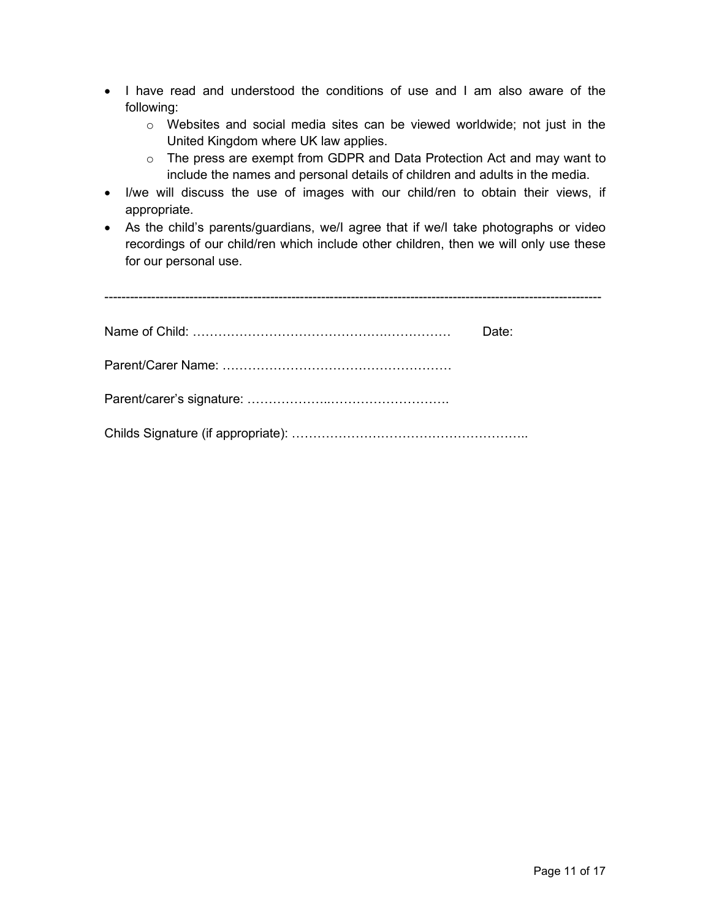- I have read and understood the conditions of use and I am also aware of the following:
    - Websites and social media sites can be viewed worldwide; not just in the United Kingdom where UK law applies.
    - The press are exempt from GDPR and Data Protection Act and may want to include the names and personal details of children and adults in the media.
- I/we will discuss the use of images with our child/ren to obtain their views, if appropriate.
- As the child's parents/guardians, we/I agree that if we/I take photographs or video recordings of our child/ren which include other children, then we will only use these for our personal use.

---

Name of Child: …………………………………….…………… Date:

Parent/Carer Name: .………………………………………………

Parent/carer's signature: ……………..……………………….

Childs Signature (if appropriate): ………………………………………………..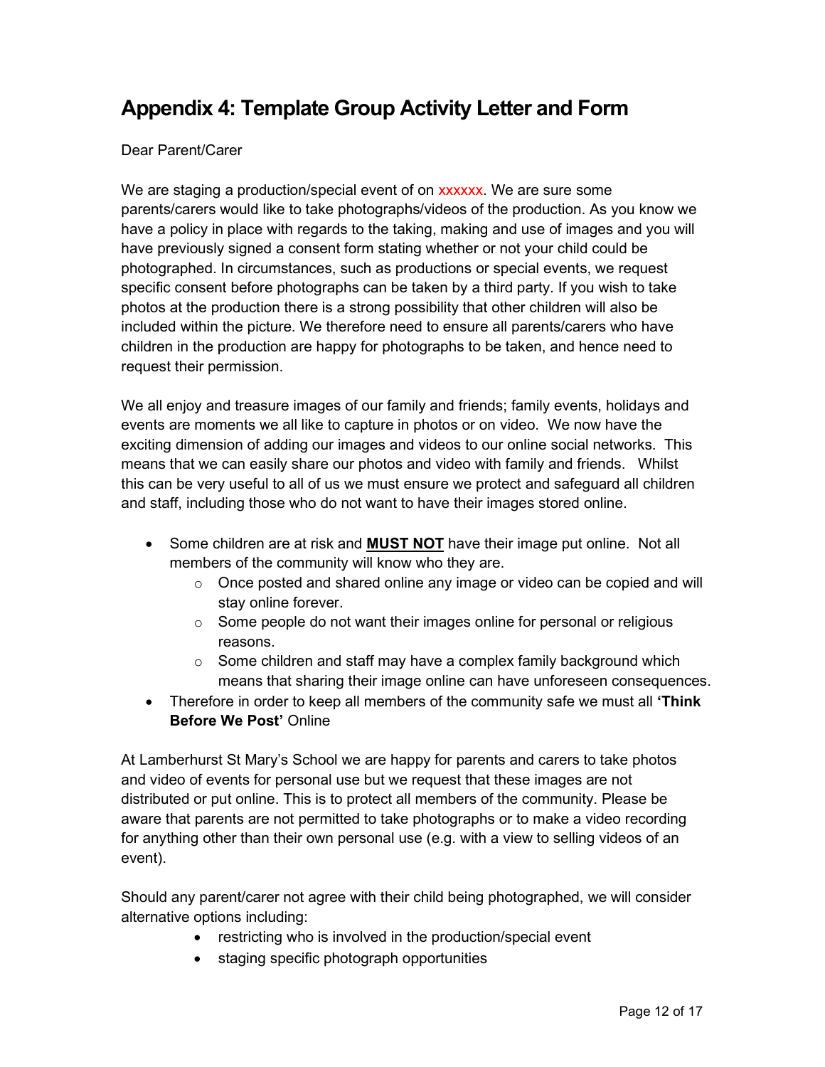## Appendix 4: Template Group Activity Letter and Form

Dear Parent/Carer

We are staging a production/special event of on xxxxxx. We are sure some parents/carers would like to take photographs/videos of the production. As you know we have a policy in place with regards to the taking, making and use of images and you will have previously signed a consent form stating whether or not your child could be photographed. In circumstances, such as productions or special events, we request specific consent before photographs can be taken by a third party. If you wish to take photos at the production there is a strong possibility that other children will also be included within the picture. We therefore need to ensure all parents/carers who have children in the production are happy for photographs to be taken, and hence need to request their permission.

We all enjoy and treasure images of our family and friends; family events, holidays and events are moments we all like to capture in photos or on video. We now have the exciting dimension of adding our images and videos to our online social networks. This means that we can easily share our photos and video with family and friends. Whilst this can be very useful to all of us we must ensure we protect and safeguard all children and staff, including those who do not want to have their images stored online.

- Some children are at risk and **MUST NOT** have their image put online. Not all members of the community will know who they are.
  - Once posted and shared online any image or video can be copied and will stay online forever.
  - Some people do not want their images online for personal or religious reasons.
  - Some children and staff may have a complex family background which means that sharing their image online can have unforeseen consequences.
- Therefore in order to keep all members of the community safe we must all **'Think Before We Post'** Online

At Lamberhurst St Mary's School we are happy for parents and carers to take photos and video of events for personal use but we request that these images are not distributed or put online. This is to protect all members of the community. Please be aware that parents are not permitted to take photographs or to make a video recording for anything other than their own personal use (e.g. with a view to selling videos of an event).

Should any parent/carer not agree with their child being photographed, we will consider alternative options including:

- restricting who is involved in the production/special event
- staging specific photograph opportunities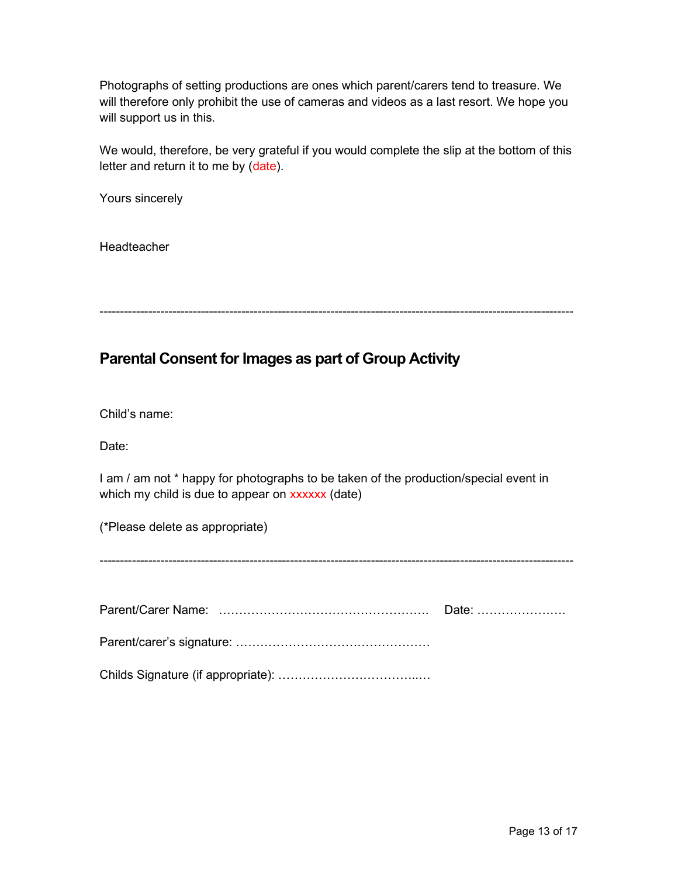Photographs of setting productions are ones which parent/carers tend to treasure. We will therefore only prohibit the use of cameras and videos as a last resort. We hope you will support us in this.

We would, therefore, be very grateful if you would complete the slip at the bottom of this letter and return it to me by (date).

Yours sincerely

Headteacher

---

## Parental Consent for Images as part of Group Activity

Child's name:

Date:

I am / am not * happy for photographs to be taken of the production/special event in which my child is due to appear on xxxxxx (date)

(*Please delete as appropriate)

---

Parent/Carer Name: ……………………………………………. Date: …………………

Parent/carer's signature: …………………………………………

Childs Signature (if appropriate): ……………………………..…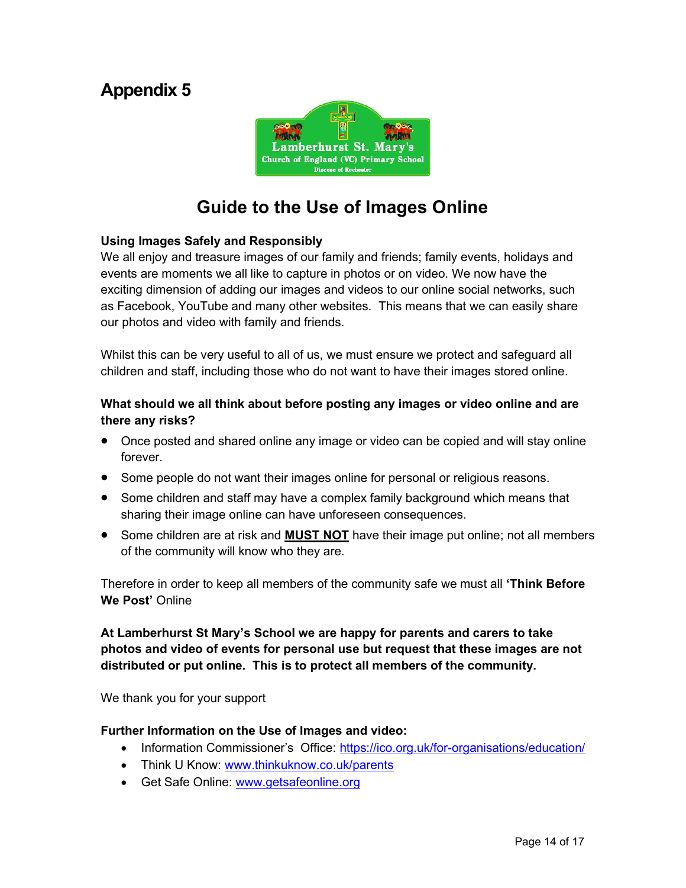# Appendix 5

Lamberhurst St. Mary's
Church of England (VC) Primary School
Diocese of Rochester

## Guide to the Use of Images Online

**Using Images Safely and Responsibly**

We all enjoy and treasure images of our family and friends; family events, holidays and events are moments we all like to capture in photos or on video. We now have the exciting dimension of adding our images and videos to our online social networks, such as Facebook, YouTube and many other websites. This means that we can easily share our photos and video with family and friends.

Whilst this can be very useful to all of us, we must ensure we protect and safeguard all children and staff, including those who do not want to have their images stored online.

**What should we all think about before posting any images or video online and are there any risks?**

- Once posted and shared online any image or video can be copied and will stay online forever.
- Some people do not want their images online for personal or religious reasons.
- Some children and staff may have a complex family background which means that sharing their image online can have unforeseen consequences.
- Some children are at risk and **MUST NOT** have their image put online; not all members of the community will know who they are.

Therefore in order to keep all members of the community safe we must all **'Think Before We Post'** Online

**At Lamberhurst St Mary's School we are happy for parents and carers to take photos and video of events for personal use but request that these images are not distributed or put online. This is to protect all members of the community.**

We thank you for your support

**Further Information on the Use of Images and video:**

- Information Commissioner's Office: https://ico.org.uk/for-organisations/education/
- Think U Know: www.thinkuknow.co.uk/parents
- Get Safe Online: www.getsafeonline.org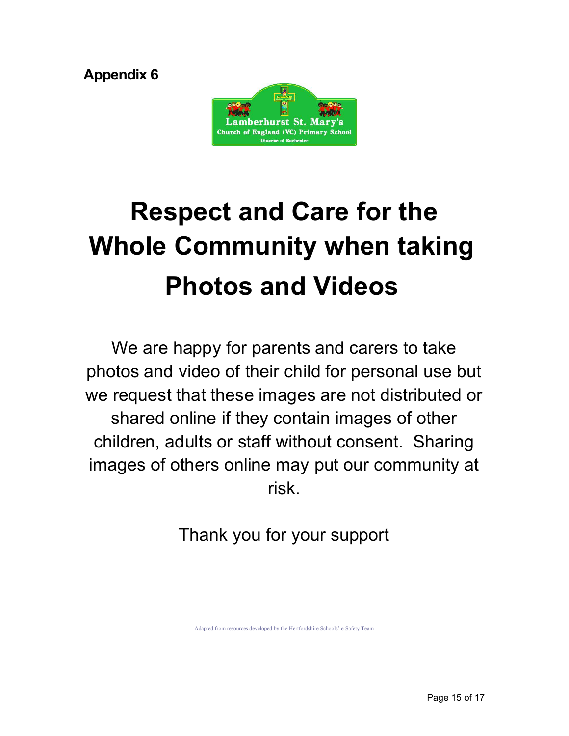**Appendix 6**

Lamberhurst St. Mary's
Church of England (VC) Primary School
Diocese of Rochester

# Respect and Care for the Whole Community when taking Photos and Videos

We are happy for parents and carers to take photos and video of their child for personal use but we request that these images are not distributed or shared online if they contain images of other children, adults or staff without consent. Sharing images of others online may put our community at risk.

Thank you for your support

Adapted from resources developed by the Hertfordshire Schools' e-Safety Team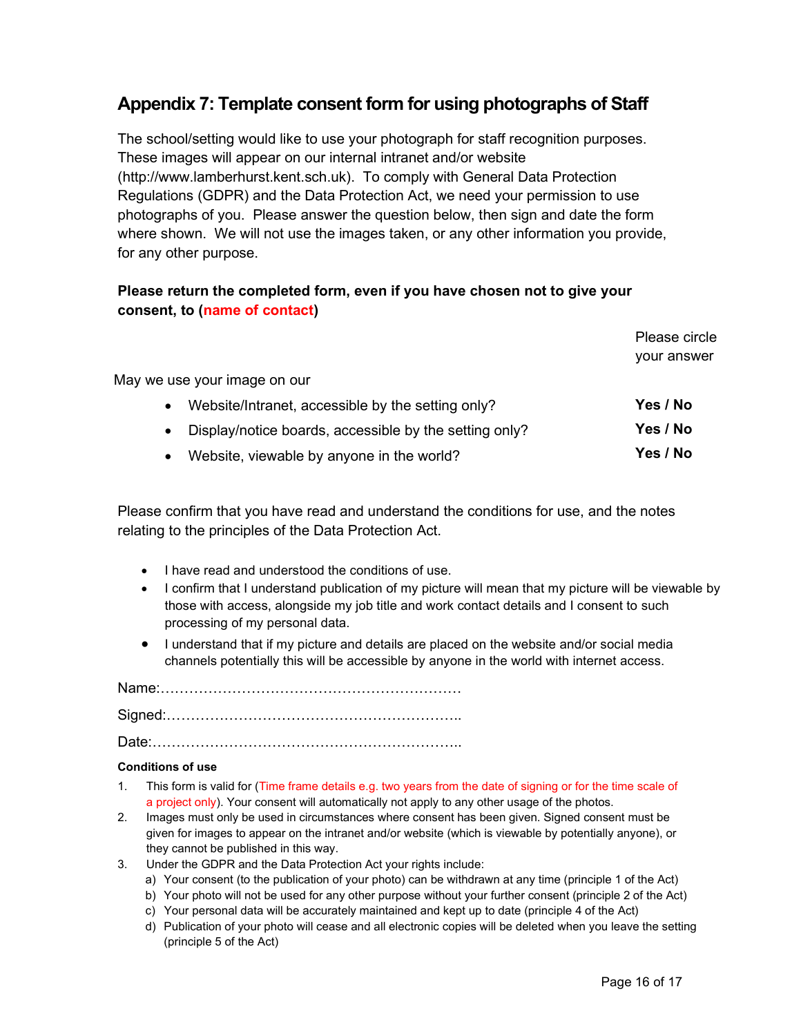## Appendix 7: Template consent form for using photographs of Staff

The school/setting would like to use your photograph for staff recognition purposes. These images will appear on our internal intranet and/or website (http://www.lamberhurst.kent.sch.uk). To comply with General Data Protection Regulations (GDPR) and the Data Protection Act, we need your permission to use photographs of you. Please answer the question below, then sign and date the form where shown. We will not use the images taken, or any other information you provide, for any other purpose.

**Please return the completed form, even if you have chosen not to give your consent, to (name of contact)**

| May we use your image on our | Please circle your answer |
|---|---|
| • Website/Intranet, accessible by the setting only? | **Yes / No** |
| • Display/notice boards, accessible by the setting only? | **Yes / No** |
| • Website, viewable by anyone in the world? | **Yes / No** |

Please confirm that you have read and understand the conditions for use, and the notes relating to the principles of the Data Protection Act.

- I have read and understood the conditions of use.
- I confirm that I understand publication of my picture will mean that my picture will be viewable by those with access, alongside my job title and work contact details and I consent to such processing of my personal data.
- I understand that if my picture and details are placed on the website and/or social media channels potentially this will be accessible by anyone in the world with internet access.

Name:………………………………………………………

Signed:……………………………………………………..

Date:………………………………………………………..

**Conditions of use**

1. This form is valid for (Time frame details e.g. two years from the date of signing or for the time scale of a project only). Your consent will automatically not apply to any other usage of the photos.
2. Images must only be used in circumstances where consent has been given. Signed consent must be given for images to appear on the intranet and/or website (which is viewable by potentially anyone), or they cannot be published in this way.
3. Under the GDPR and the Data Protection Act your rights include:
   a) Your consent (to the publication of your photo) can be withdrawn at any time (principle 1 of the Act)
   b) Your photo will not be used for any other purpose without your further consent (principle 2 of the Act)
   c) Your personal data will be accurately maintained and kept up to date (principle 4 of the Act)
   d) Publication of your photo will cease and all electronic copies will be deleted when you leave the setting (principle 5 of the Act)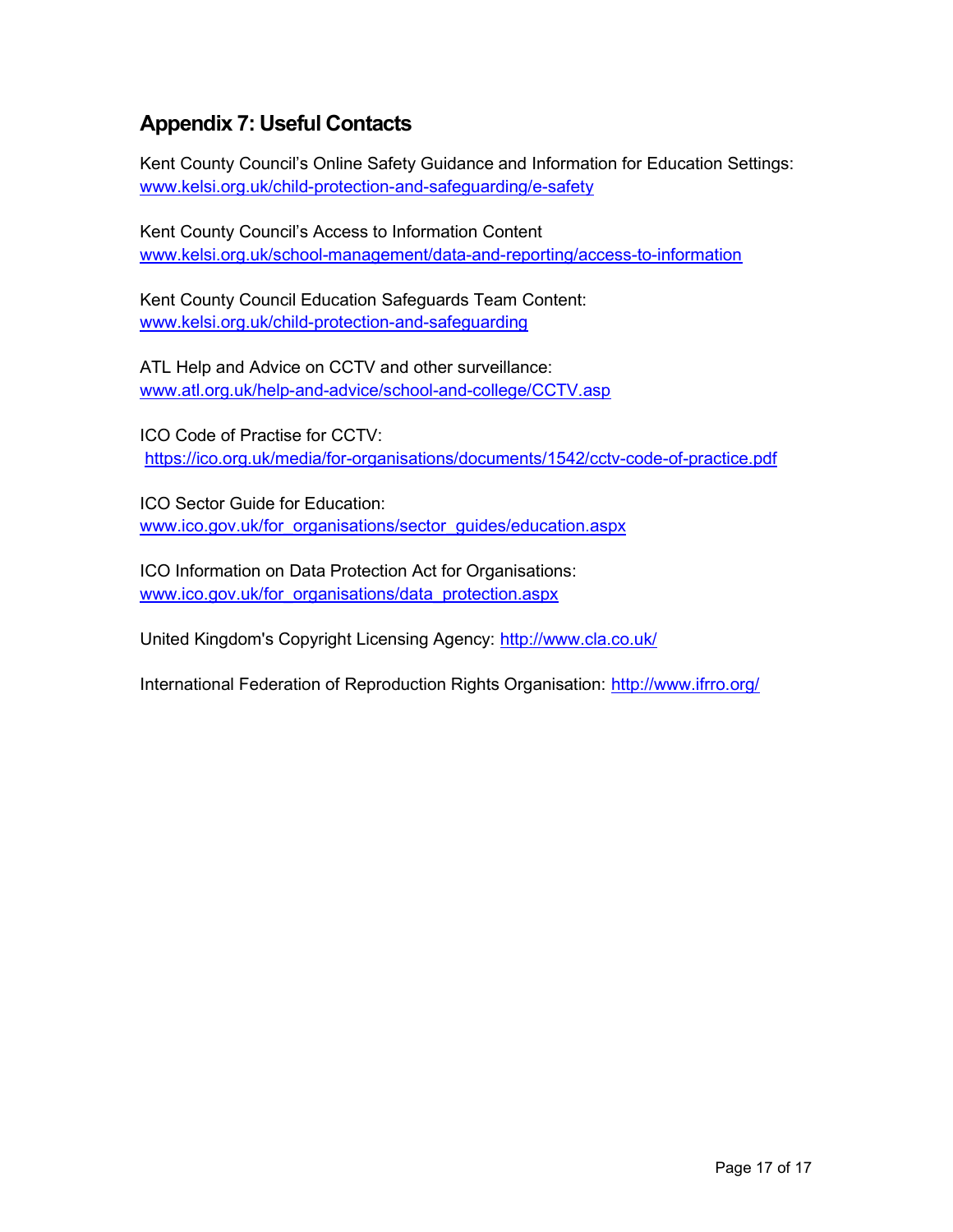## Appendix 7: Useful Contacts

Kent County Council's Online Safety Guidance and Information for Education Settings:
www.kelsi.org.uk/child-protection-and-safeguarding/e-safety

Kent County Council's Access to Information Content
www.kelsi.org.uk/school-management/data-and-reporting/access-to-information

Kent County Council Education Safeguards Team Content:
www.kelsi.org.uk/child-protection-and-safeguarding

ATL Help and Advice on CCTV and other surveillance:
www.atl.org.uk/help-and-advice/school-and-college/CCTV.asp

ICO Code of Practise for CCTV:
https://ico.org.uk/media/for-organisations/documents/1542/cctv-code-of-practice.pdf

ICO Sector Guide for Education:
www.ico.gov.uk/for_organisations/sector_guides/education.aspx

ICO Information on Data Protection Act for Organisations:
www.ico.gov.uk/for_organisations/data_protection.aspx

United Kingdom's Copyright Licensing Agency: http://www.cla.co.uk/

International Federation of Reproduction Rights Organisation: http://www.ifrro.org/